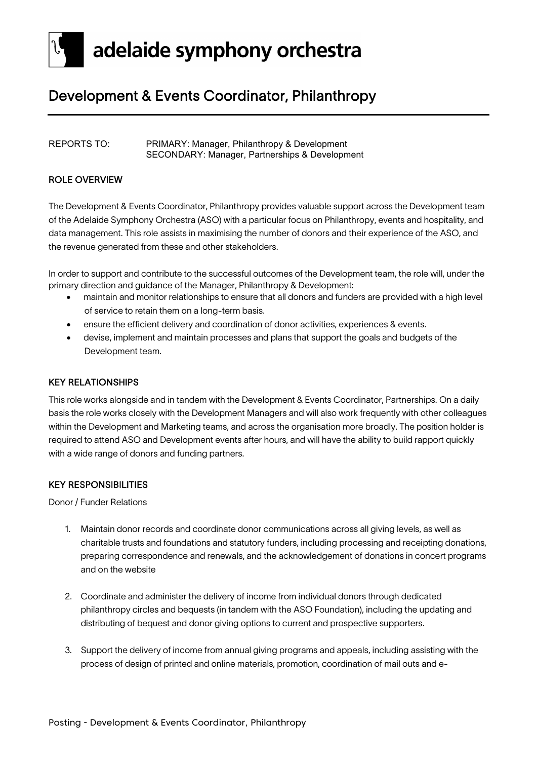# adelaide symphony orchestra

## Development & Events Coordinator, Philanthropy

REPORTS TO: PRIMARY: Manager, Philanthropy & Development
SECONDARY: Manager, Partnerships & Development

### ROLE OVERVIEW

The Development & Events Coordinator, Philanthropy provides valuable support across the Development team of the Adelaide Symphony Orchestra (ASO) with a particular focus on Philanthropy, events and hospitality, and data management. This role assists in maximising the number of donors and their experience of the ASO, and the revenue generated from these and other stakeholders.

In order to support and contribute to the successful outcomes of the Development team, the role will, under the primary direction and guidance of the Manager, Philanthropy & Development:

- maintain and monitor relationships to ensure that all donors and funders are provided with a high level of service to retain them on a long-term basis.
- ensure the efficient delivery and coordination of donor activities, experiences & events.
- devise, implement and maintain processes and plans that support the goals and budgets of the Development team.

### KEY RELATIONSHIPS

This role works alongside and in tandem with the Development & Events Coordinator, Partnerships. On a daily basis the role works closely with the Development Managers and will also work frequently with other colleagues within the Development and Marketing teams, and across the organisation more broadly. The position holder is required to attend ASO and Development events after hours, and will have the ability to build rapport quickly with a wide range of donors and funding partners.

### KEY RESPONSIBILITIES

Donor / Funder Relations

1. Maintain donor records and coordinate donor communications across all giving levels, as well as charitable trusts and foundations and statutory funders, including processing and receipting donations, preparing correspondence and renewals, and the acknowledgement of donations in concert programs and on the website

2. Coordinate and administer the delivery of income from individual donors through dedicated philanthropy circles and bequests (in tandem with the ASO Foundation), including the updating and distributing of bequest and donor giving options to current and prospective supporters.

3. Support the delivery of income from annual giving programs and appeals, including assisting with the process of design of printed and online materials, promotion, coordination of mail outs and e-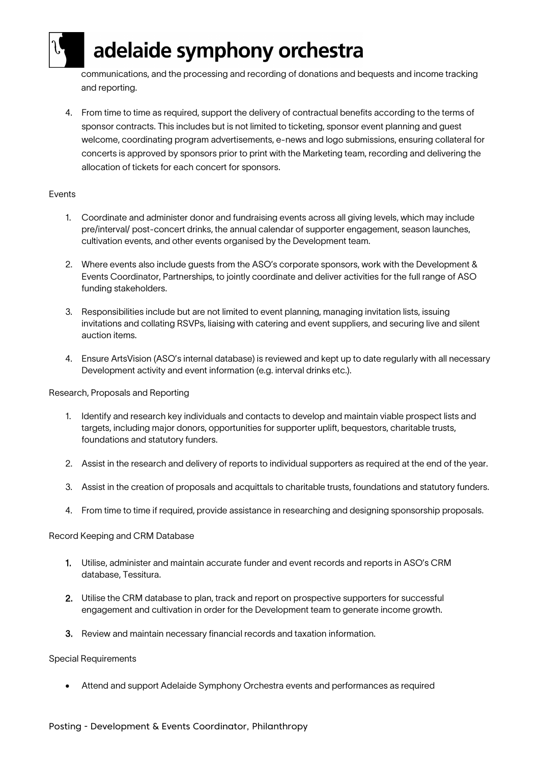communications, and the processing and recording of donations and bequests and income tracking and reporting.

4. From time to time as required, support the delivery of contractual benefits according to the terms of sponsor contracts. This includes but is not limited to ticketing, sponsor event planning and guest welcome, coordinating program advertisements, e-news and logo submissions, ensuring collateral for concerts is approved by sponsors prior to print with the Marketing team, recording and delivering the allocation of tickets for each concert for sponsors.

Events

1. Coordinate and administer donor and fundraising events across all giving levels, which may include pre/interval/ post-concert drinks, the annual calendar of supporter engagement, season launches, cultivation events, and other events organised by the Development team.

2. Where events also include guests from the ASO's corporate sponsors, work with the Development & Events Coordinator, Partnerships, to jointly coordinate and deliver activities for the full range of ASO funding stakeholders.

3. Responsibilities include but are not limited to event planning, managing invitation lists, issuing invitations and collating RSVPs, liaising with catering and event suppliers, and securing live and silent auction items.

4. Ensure ArtsVision (ASO's internal database) is reviewed and kept up to date regularly with all necessary Development activity and event information (e.g. interval drinks etc.).

Research, Proposals and Reporting

1. Identify and research key individuals and contacts to develop and maintain viable prospect lists and targets, including major donors, opportunities for supporter uplift, bequestors, charitable trusts, foundations and statutory funders.

2. Assist in the research and delivery of reports to individual supporters as required at the end of the year.

3. Assist in the creation of proposals and acquittals to charitable trusts, foundations and statutory funders.

4. From time to time if required, provide assistance in researching and designing sponsorship proposals.

Record Keeping and CRM Database

1. Utilise, administer and maintain accurate funder and event records and reports in ASO's CRM database, Tessitura.

2. Utilise the CRM database to plan, track and report on prospective supporters for successful engagement and cultivation in order for the Development team to generate income growth.

3. Review and maintain necessary financial records and taxation information.

Special Requirements

- Attend and support Adelaide Symphony Orchestra events and performances as required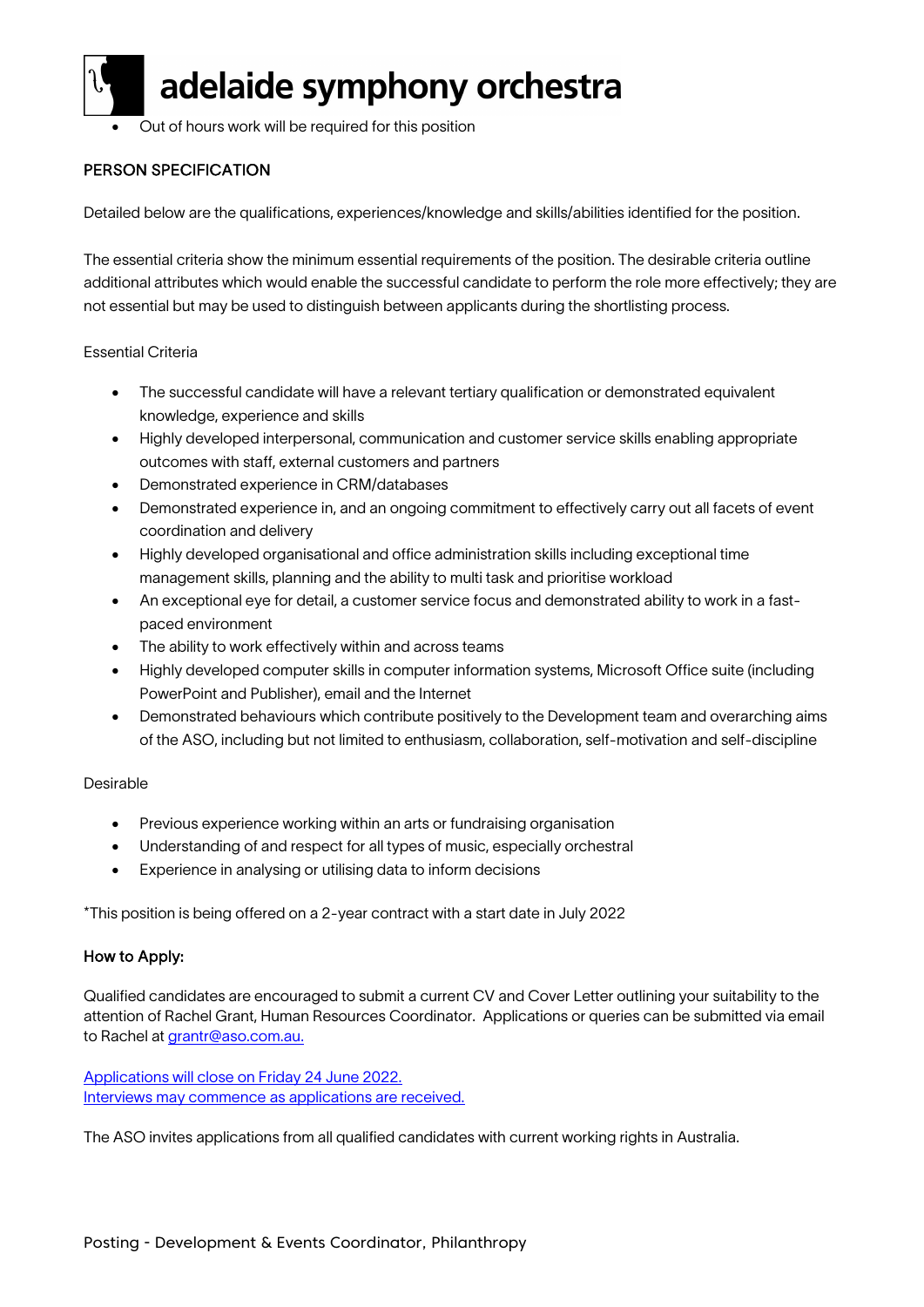- Out of hours work will be required for this position

## PERSON SPECIFICATION

Detailed below are the qualifications, experiences/knowledge and skills/abilities identified for the position.

The essential criteria show the minimum essential requirements of the position. The desirable criteria outline additional attributes which would enable the successful candidate to perform the role more effectively; they are not essential but may be used to distinguish between applicants during the shortlisting process.

Essential Criteria

- The successful candidate will have a relevant tertiary qualification or demonstrated equivalent knowledge, experience and skills
- Highly developed interpersonal, communication and customer service skills enabling appropriate outcomes with staff, external customers and partners
- Demonstrated experience in CRM/databases
- Demonstrated experience in, and an ongoing commitment to effectively carry out all facets of event coordination and delivery
- Highly developed organisational and office administration skills including exceptional time management skills, planning and the ability to multi task and prioritise workload
- An exceptional eye for detail, a customer service focus and demonstrated ability to work in a fast-paced environment
- The ability to work effectively within and across teams
- Highly developed computer skills in computer information systems, Microsoft Office suite (including PowerPoint and Publisher), email and the Internet
- Demonstrated behaviours which contribute positively to the Development team and overarching aims of the ASO, including but not limited to enthusiasm, collaboration, self-motivation and self-discipline

Desirable

- Previous experience working within an arts or fundraising organisation
- Understanding of and respect for all types of music, especially orchestral
- Experience in analysing or utilising data to inform decisions

*This position is being offered on a 2-year contract with a start date in July 2022

**How to Apply:**

Qualified candidates are encouraged to submit a current CV and Cover Letter outlining your suitability to the attention of Rachel Grant, Human Resources Coordinator. Applications or queries can be submitted via email to Rachel at grantr@aso.com.au.

Applications will close on Friday 24 June 2022.
Interviews may commence as applications are received.

The ASO invites applications from all qualified candidates with current working rights in Australia.